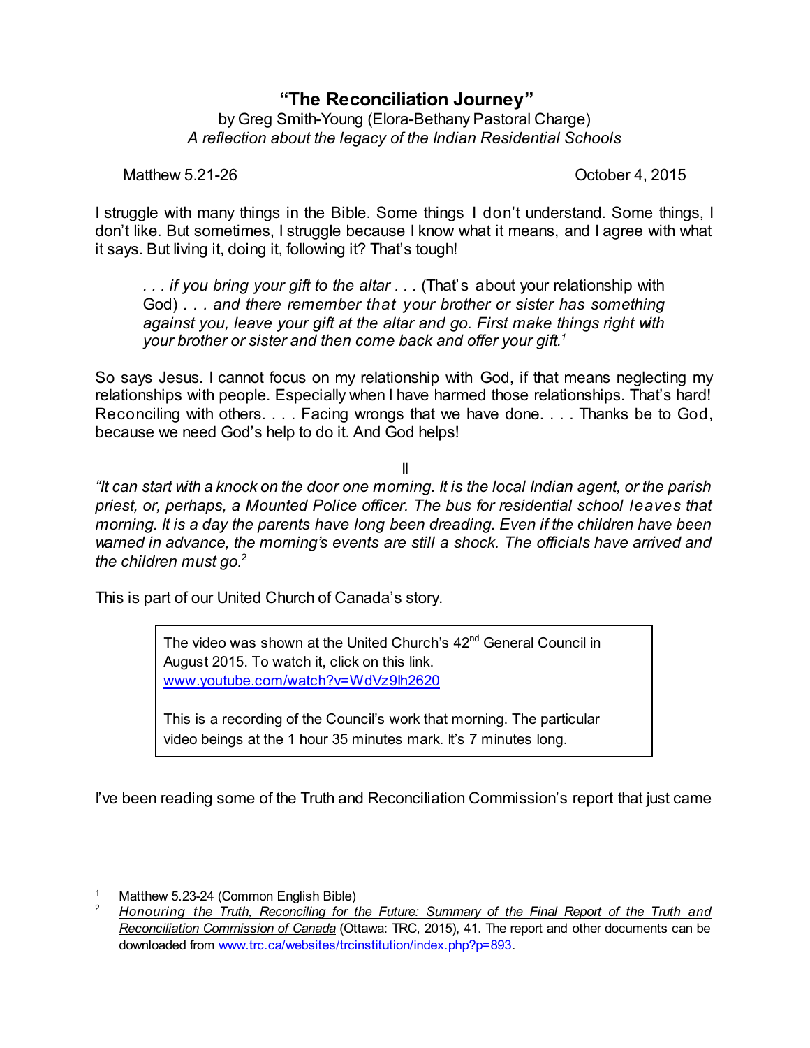# "The Reconciliation Journey"

by Greg Smith-Young (Elora-Bethany Pastoral Charge)
*A reflection about the legacy of the Indian Residential Schools*

Matthew 5.21-26 — October 4, 2015

---

I struggle with many things in the Bible. Some things I don't understand. Some things, I don't like. But sometimes, I struggle because I know what it means, and I agree with what it says. But living it, doing it, following it? That's tough!

> *. . . if you bring your gift to the altar . . .* (That's about your relationship with God) *. . . and there remember that your brother or sister has something against you, leave your gift at the altar and go. First make things right with your brother or sister and then come back and offer your gift.*[1]

So says Jesus. I cannot focus on my relationship with God, if that means neglecting my relationships with people. Especially when I have harmed those relationships. That's hard! Reconciling with others. . . . Facing wrongs that we have done. . . . Thanks be to God, because we need God's help to do it. And God helps!

II

*"It can start with a knock on the door one morning. It is the local Indian agent, or the parish priest, or, perhaps, a Mounted Police officer. The bus for residential school leaves that morning. It is a day the parents have long been dreading. Even if the children have been warned in advance, the morning's events are still a shock. The officials have arrived and the children must go.*[2]

This is part of our United Church of Canada's story.

> The video was shown at the United Church's 42nd General Council in August 2015. To watch it, click on this link. www.youtube.com/watch?v=WdVz9lh2620
>
> This is a recording of the Council's work that morning. The particular video beings at the 1 hour 35 minutes mark. It's 7 minutes long.

I've been reading some of the Truth and Reconciliation Commission's report that just came

---

[1] Matthew 5.23-24 (Common English Bible)

[2] *Honouring the Truth, Reconciling for the Future: Summary of the Final Report of the Truth and Reconciliation Commission of Canada* (Ottawa: TRC, 2015), 41. The report and other documents can be downloaded from www.trc.ca/websites/trcinstitution/index.php?p=893.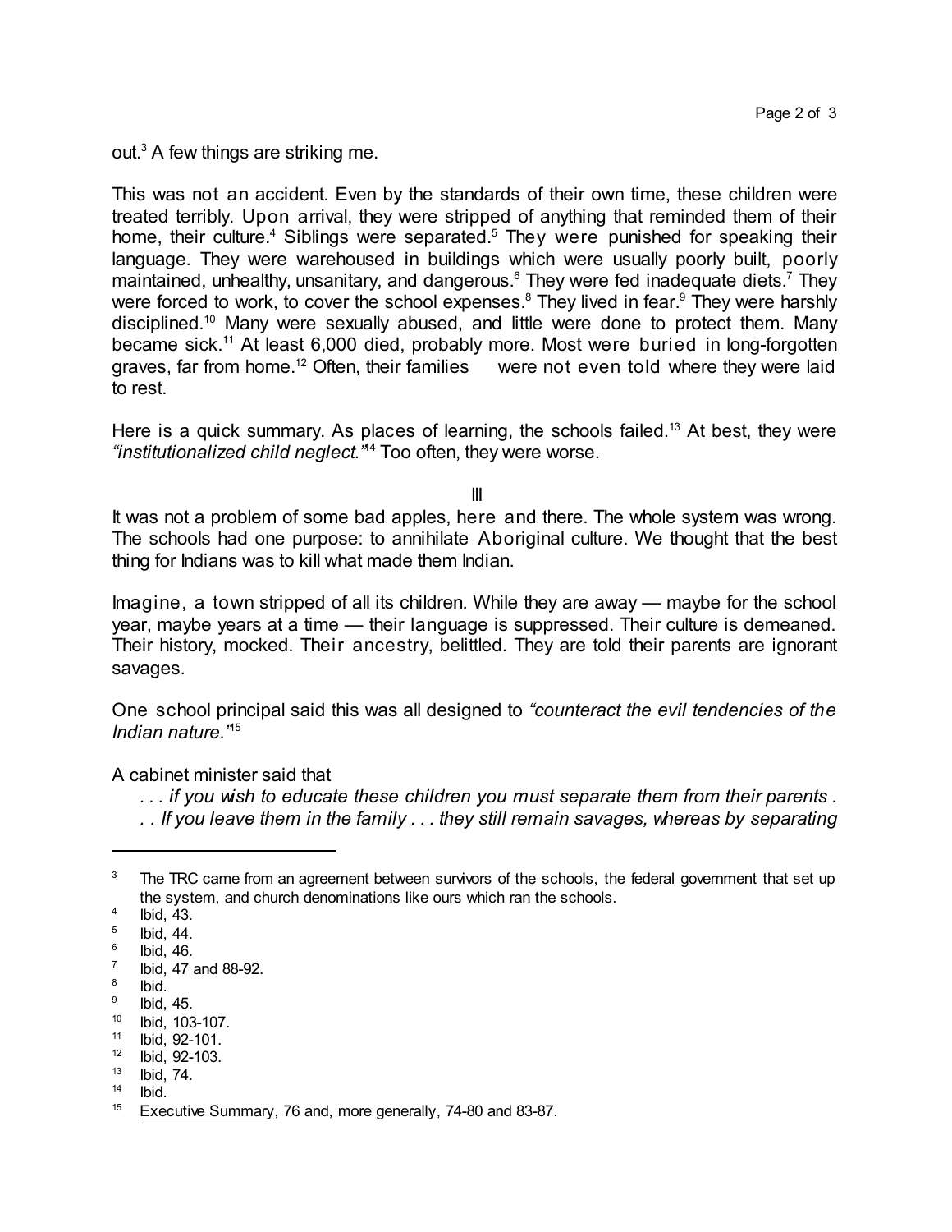out.[3] A few things are striking me.

This was not an accident. Even by the standards of their own time, these children were treated terribly. Upon arrival, they were stripped of anything that reminded them of their home, their culture.[4] Siblings were separated.[5] They were punished for speaking their language. They were warehoused in buildings which were usually poorly built, poorly maintained, unhealthy, unsanitary, and dangerous.[6] They were fed inadequate diets.[7] They were forced to work, to cover the school expenses.[8] They lived in fear.[9] They were harshly disciplined.[10] Many were sexually abused, and little were done to protect them. Many became sick.[11] At least 6,000 died, probably more. Most were buried in long-forgotten graves, far from home.[12] Often, their families were not even told where they were laid to rest.

Here is a quick summary. As places of learning, the schools failed.[13] At best, they were *"institutionalized child neglect."*[14] Too often, they were worse.

III

It was not a problem of some bad apples, here and there. The whole system was wrong. The schools had one purpose: to annihilate Aboriginal culture. We thought that the best thing for Indians was to kill what made them Indian.

Imagine, a town stripped of all its children. While they are away — maybe for the school year, maybe years at a time — their language is suppressed. Their culture is demeaned. Their history, mocked. Their ancestry, belittled. They are told their parents are ignorant savages.

One school principal said this was all designed to *"counteract the evil tendencies of the Indian nature."*[15]

A cabinet minister said that

> *. . . if you wish to educate these children you must separate them from their parents . . . If you leave them in the family . . . they still remain savages, whereas by separating*

---

[3] The TRC came from an agreement between survivors of the schools, the federal government that set up the system, and church denominations like ours which ran the schools.

[4] Ibid, 43.

[5] Ibid, 44.

[6] Ibid, 46.

[7] Ibid, 47 and 88-92.

[8] Ibid.

[9] Ibid, 45.

[10] Ibid, 103-107.

[11] Ibid, 92-101.

[12] Ibid, 92-103.

[13] Ibid, 74.

[14] Ibid.

[15] Executive Summary, 76 and, more generally, 74-80 and 83-87.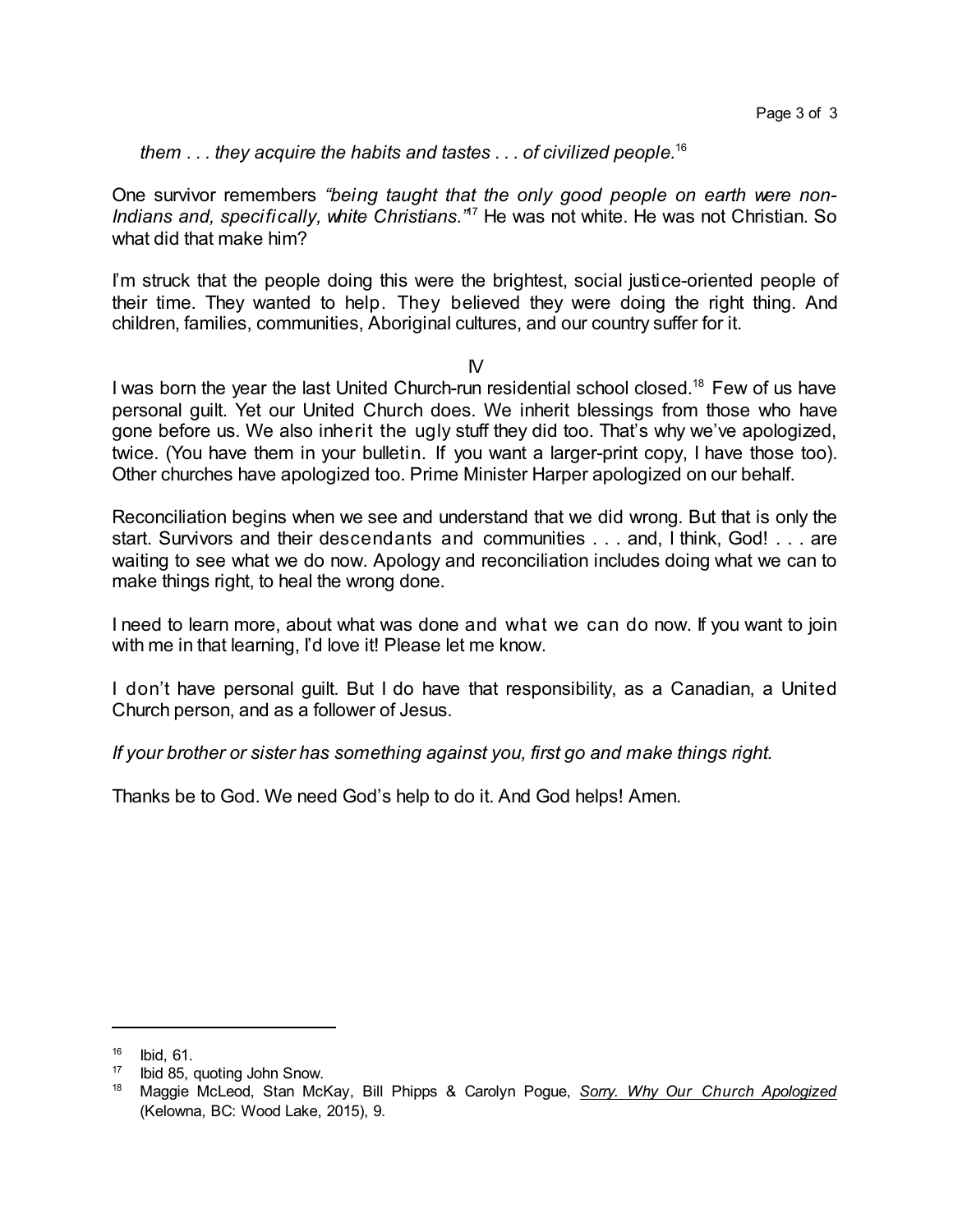*them . . . they acquire the habits and tastes . . . of civilized people.*[16]

One survivor remembers *"being taught that the only good people on earth were non-Indians and, specifically, white Christians."*[17] He was not white. He was not Christian. So what did that make him?

I'm struck that the people doing this were the brightest, social justice-oriented people of their time. They wanted to help. They believed they were doing the right thing. And children, families, communities, Aboriginal cultures, and our country suffer for it.

IV

I was born the year the last United Church-run residential school closed.[18] Few of us have personal guilt. Yet our United Church does. We inherit blessings from those who have gone before us. We also inherit the ugly stuff they did too. That's why we've apologized, twice. (You have them in your bulletin. If you want a larger-print copy, I have those too). Other churches have apologized too. Prime Minister Harper apologized on our behalf.

Reconciliation begins when we see and understand that we did wrong. But that is only the start. Survivors and their descendants and communities . . . and, I think, God! . . . are waiting to see what we do now. Apology and reconciliation includes doing what we can to make things right, to heal the wrong done.

I need to learn more, about what was done and what we can do now. If you want to join with me in that learning, I'd love it! Please let me know.

I don't have personal guilt. But I do have that responsibility, as a Canadian, a United Church person, and as a follower of Jesus.

*If your brother or sister has something against you, first go and make things right.*

Thanks be to God. We need God's help to do it. And God helps! Amen.

---

[16] Ibid, 61.

[17] Ibid 85, quoting John Snow.

[18] Maggie McLeod, Stan McKay, Bill Phipps & Carolyn Pogue, *Sorry. Why Our Church Apologized* (Kelowna, BC: Wood Lake, 2015), 9.